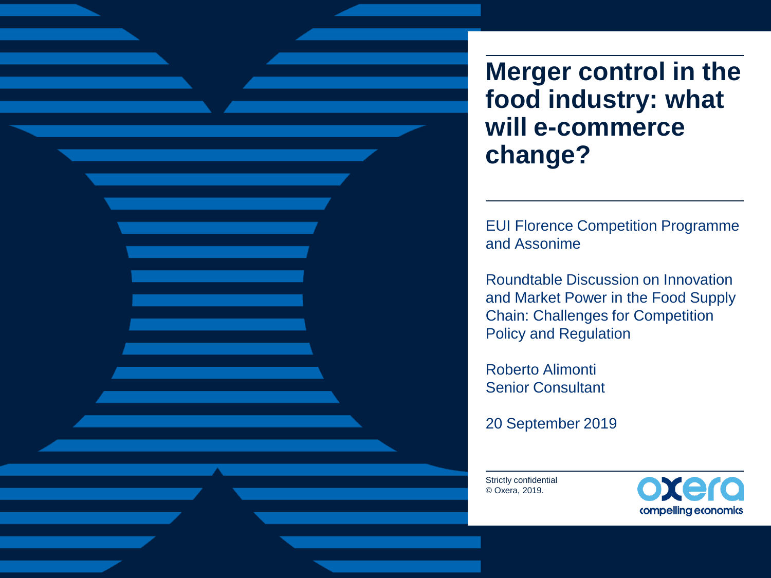# Merger control in the food industry: what will e-commerce change?

EUI Florence Competition Programme and Assonime

Roundtable Discussion on Innovation and Market Power in the Food Supply Chain: Challenges for Competition Policy and Regulation

Roberto Alimonti
Senior Consultant

20 September 2019

Strictly confidential
© Oxera, 2019.

oxera
compelling economics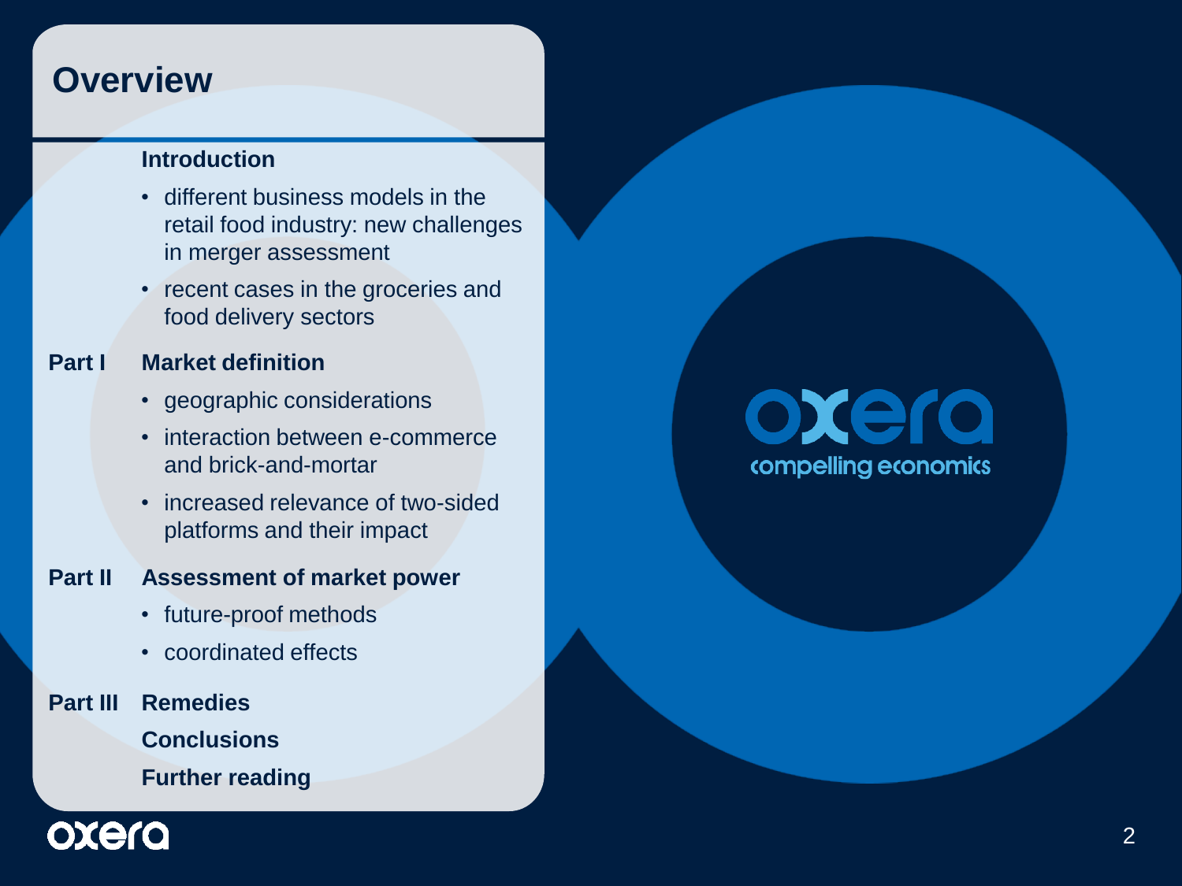# Overview

**Introduction**

- different business models in the retail food industry: new challenges in merger assessment
- recent cases in the groceries and food delivery sectors

**Part I Market definition**

- geographic considerations
- interaction between e-commerce and brick-and-mortar
- increased relevance of two-sided platforms and their impact

**Part II Assessment of market power**

- future-proof methods
- coordinated effects

**Part III Remedies**

**Conclusions**

**Further reading**

oxera
compelling economics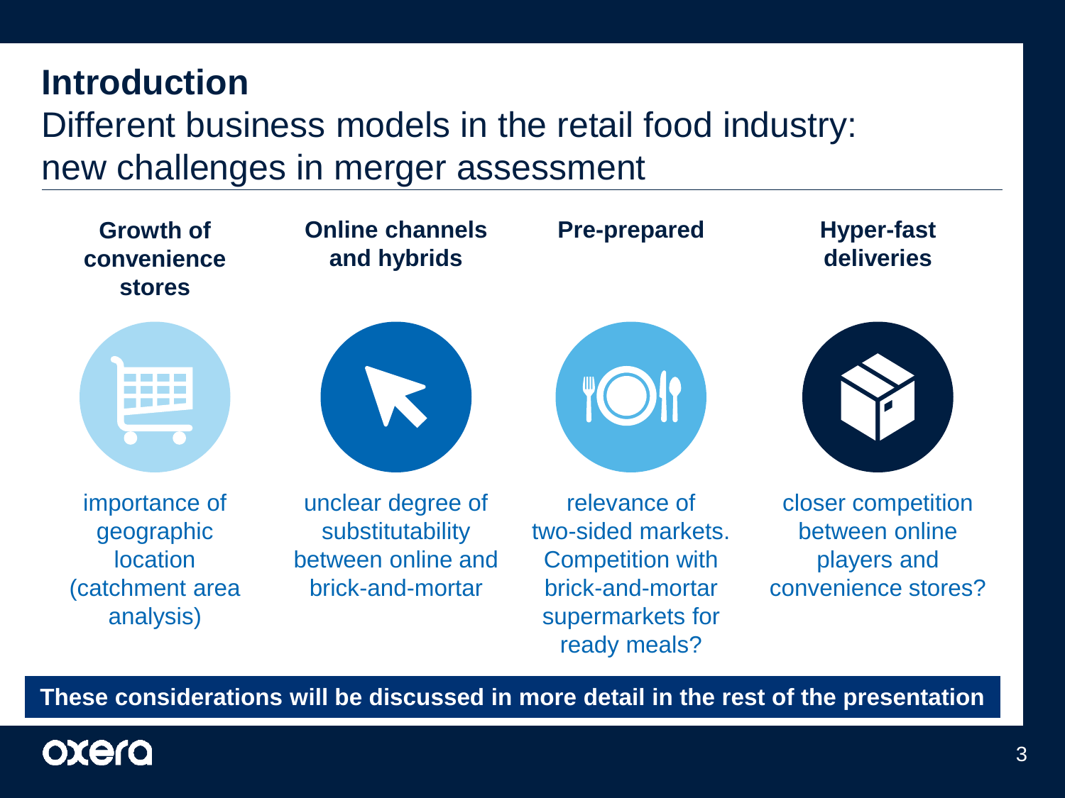# Introduction

## Different business models in the retail food industry: new challenges in merger assessment

**Growth of convenience stores**

importance of geographic location (catchment area analysis)

**Online channels and hybrids**

unclear degree of substitutability between online and brick-and-mortar

**Pre-prepared**

relevance of two-sided markets. Competition with brick-and-mortar supermarkets for ready meals?

**Hyper-fast deliveries**

closer competition between online players and convenience stores?

**These considerations will be discussed in more detail in the rest of the presentation**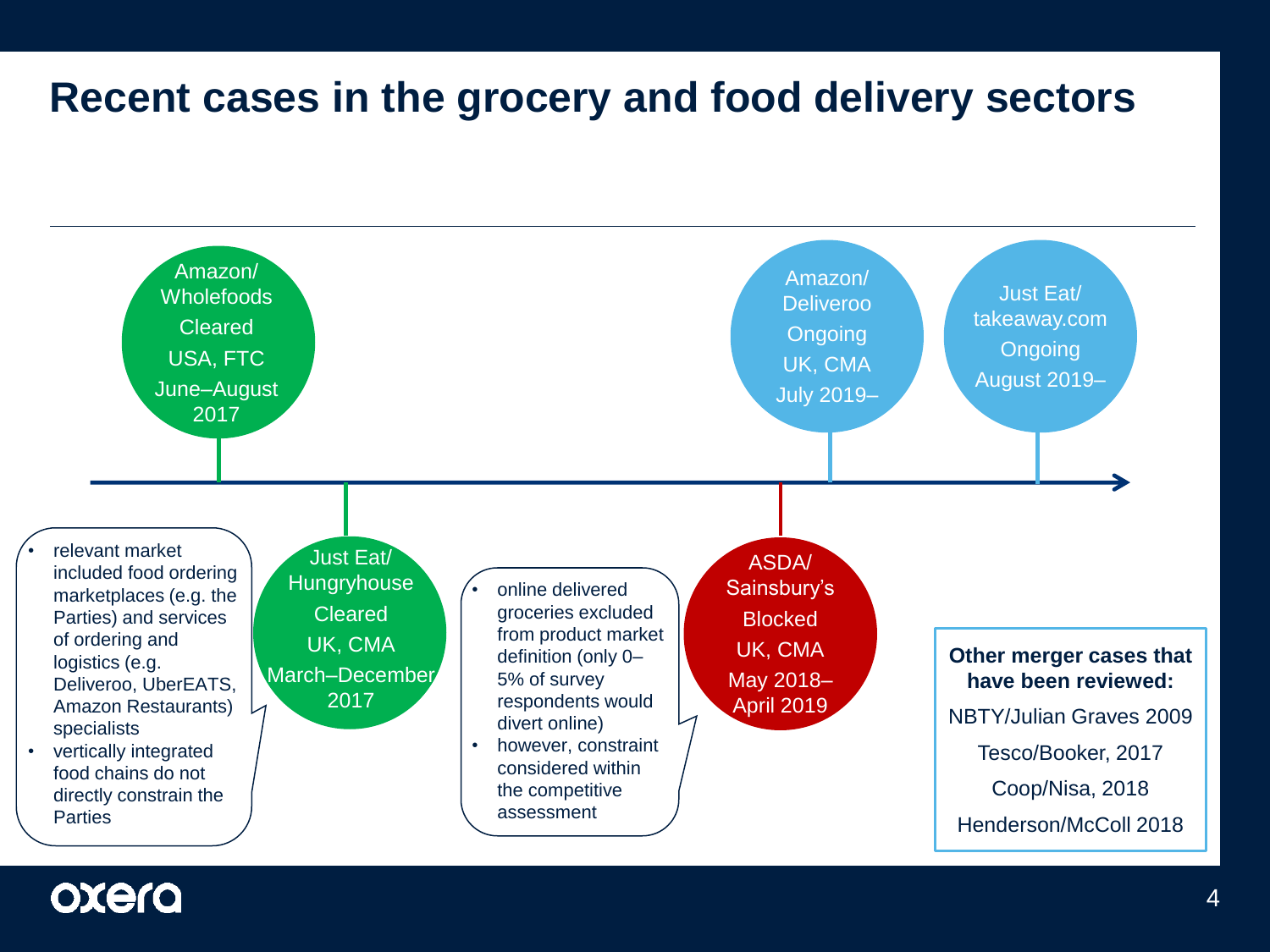# Recent cases in the grocery and food delivery sectors

Amazon/ Wholefoods
Cleared
USA, FTC
June–August 2017

- relevant market included food ordering marketplaces (e.g. the Parties) and services of ordering and logistics (e.g. Deliveroo, UberEATS, Amazon Restaurants) specialists
- vertically integrated food chains do not directly constrain the Parties

Just Eat/ Hungryhouse
Cleared
UK, CMA
March–December 2017

- online delivered groceries excluded from product market definition (only 0–5% of survey respondents would divert online)
- however, constraint considered within the competitive assessment

ASDA/ Sainsbury's
Blocked
UK, CMA
May 2018–April 2019

Amazon/ Deliveroo
Ongoing
UK, CMA
July 2019–

Just Eat/ takeaway.com
Ongoing
August 2019–

**Other merger cases that have been reviewed:**

NBTY/Julian Graves 2009

Tesco/Booker, 2017

Coop/Nisa, 2018

Henderson/McColl 2018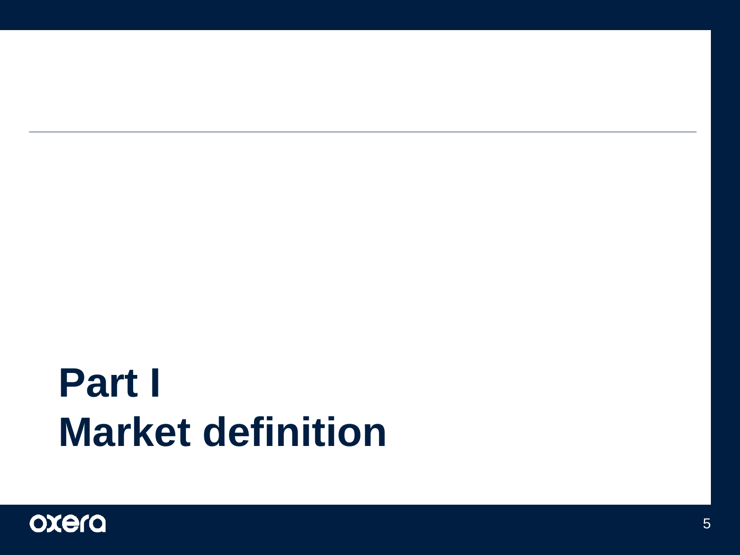# Part I
# Market definition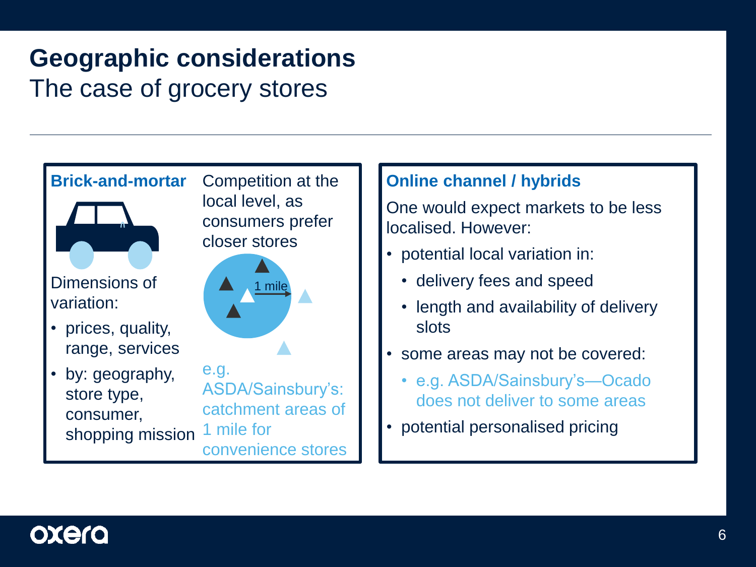# Geographic considerations

## The case of grocery stores

**Brick-and-mortar**

Competition at the local level, as consumers prefer closer stores

1 mile

Dimensions of variation:

- prices, quality, range, services
- by: geography, store type, consumer, shopping mission

e.g. ASDA/Sainsbury's: catchment areas of 1 mile for convenience stores

**Online channel / hybrids**

One would expect markets to be less localised. However:

- potential local variation in:
  - delivery fees and speed
  - length and availability of delivery slots
- some areas may not be covered:
  - e.g. ASDA/Sainsbury's—Ocado does not deliver to some areas
- potential personalised pricing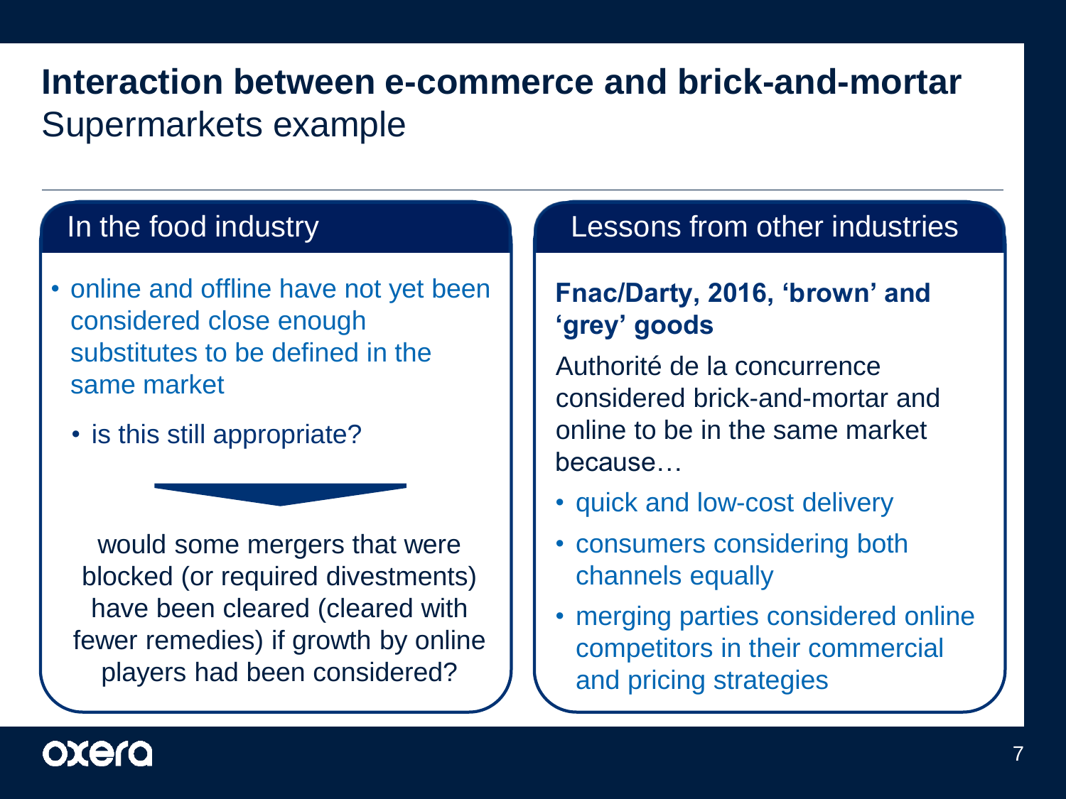# Interaction between e-commerce and brick-and-mortar

Supermarkets example

## In the food industry

- online and offline have not yet been considered close enough substitutes to be defined in the same market
  - is this still appropriate?

would some mergers that were blocked (or required divestments) have been cleared (cleared with fewer remedies) if growth by online players had been considered?

## Lessons from other industries

**Fnac/Darty, 2016, 'brown' and 'grey' goods**

Authorité de la concurrence considered brick-and-mortar and online to be in the same market because…

- quick and low-cost delivery
- consumers considering both channels equally
- merging parties considered online competitors in their commercial and pricing strategies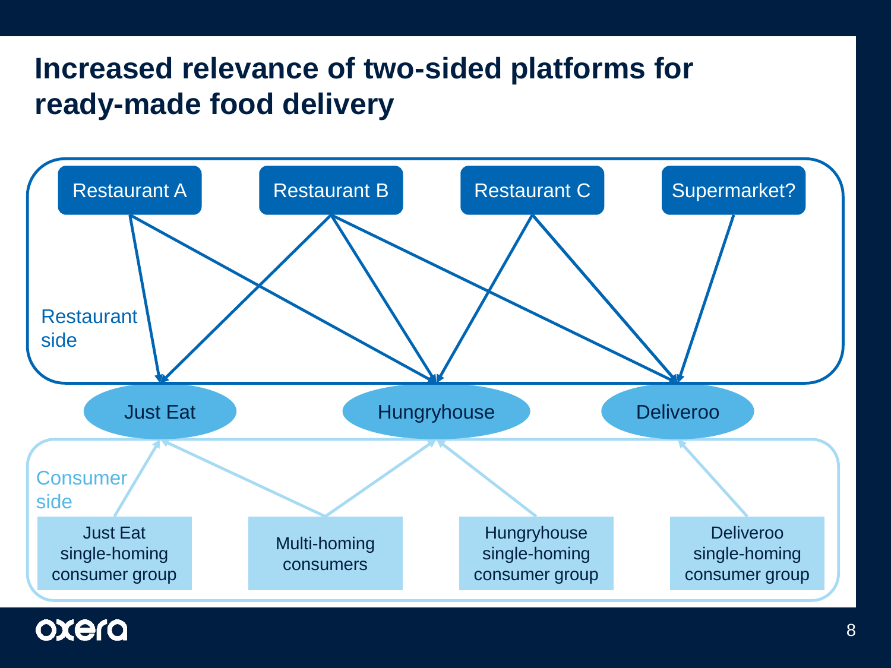# Increased relevance of two-sided platforms for ready-made food delivery

Restaurant side

Restaurant A | Restaurant B | Restaurant C | Supermarket?

Just Eat | Hungryhouse | Deliveroo

Consumer side

Just Eat single-homing consumer group | Multi-homing consumers | Hungryhouse single-homing consumer group | Deliveroo single-homing consumer group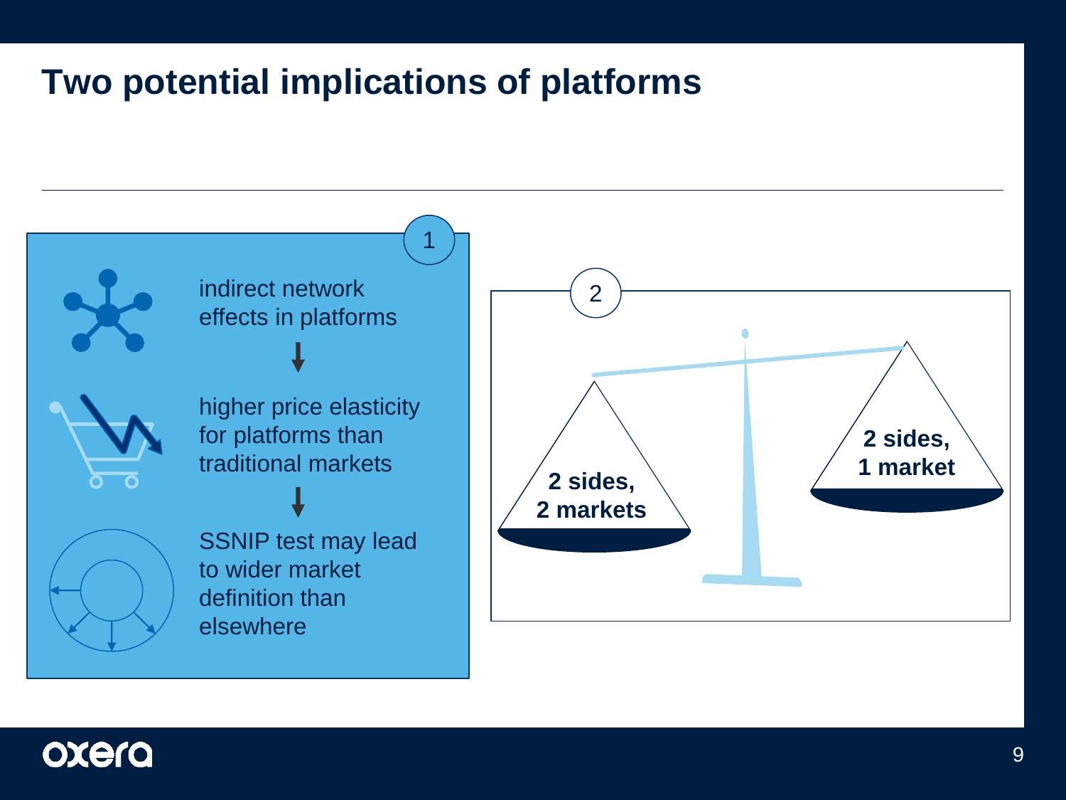# Two potential implications of platforms

**1**

indirect network effects in platforms

↓

higher price elasticity for platforms than traditional markets

↓

SSNIP test may lead to wider market definition than elsewhere

**2**

**2 sides, 2 markets**

**2 sides, 1 market**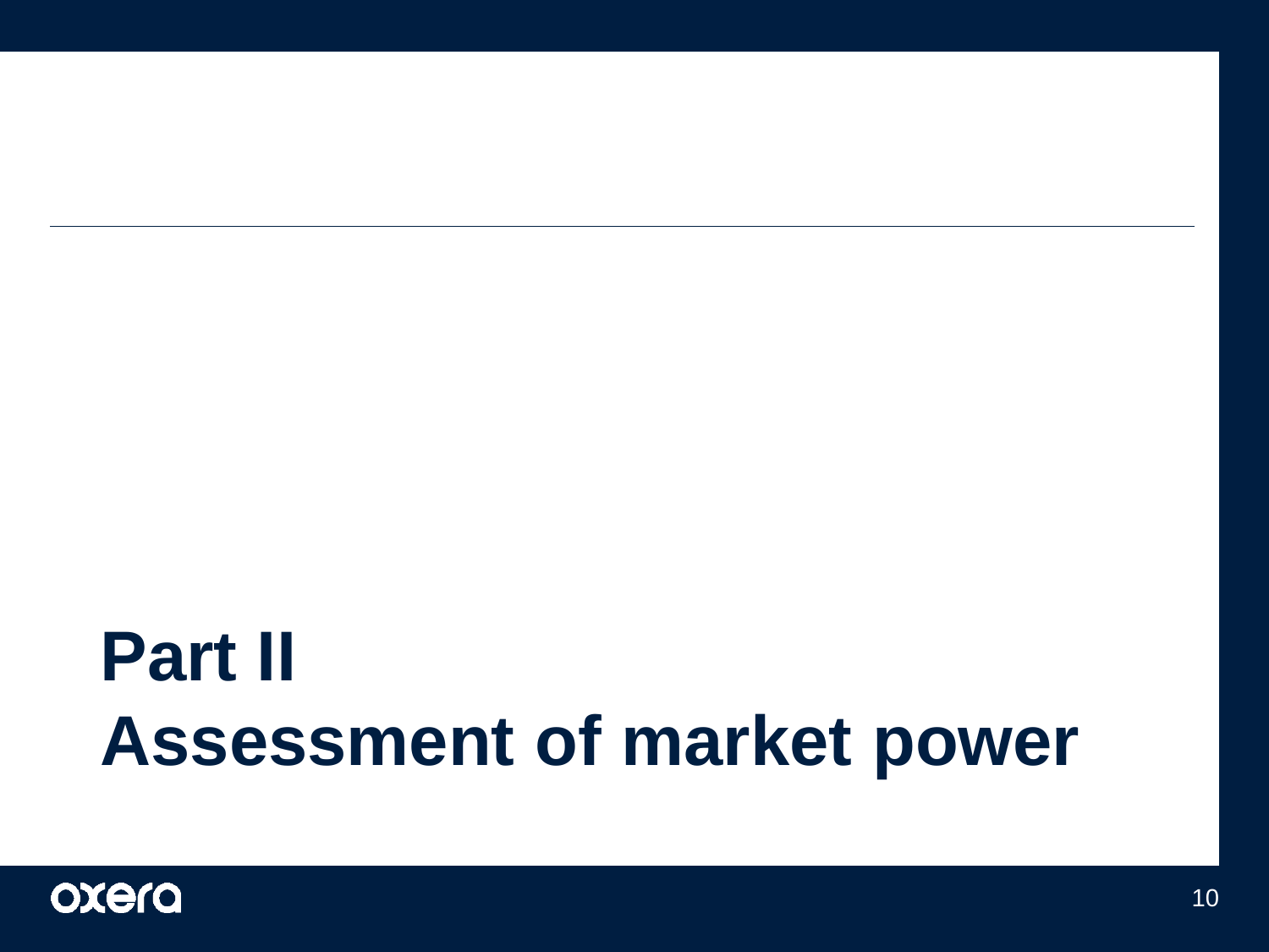# Part II
# Assessment of market power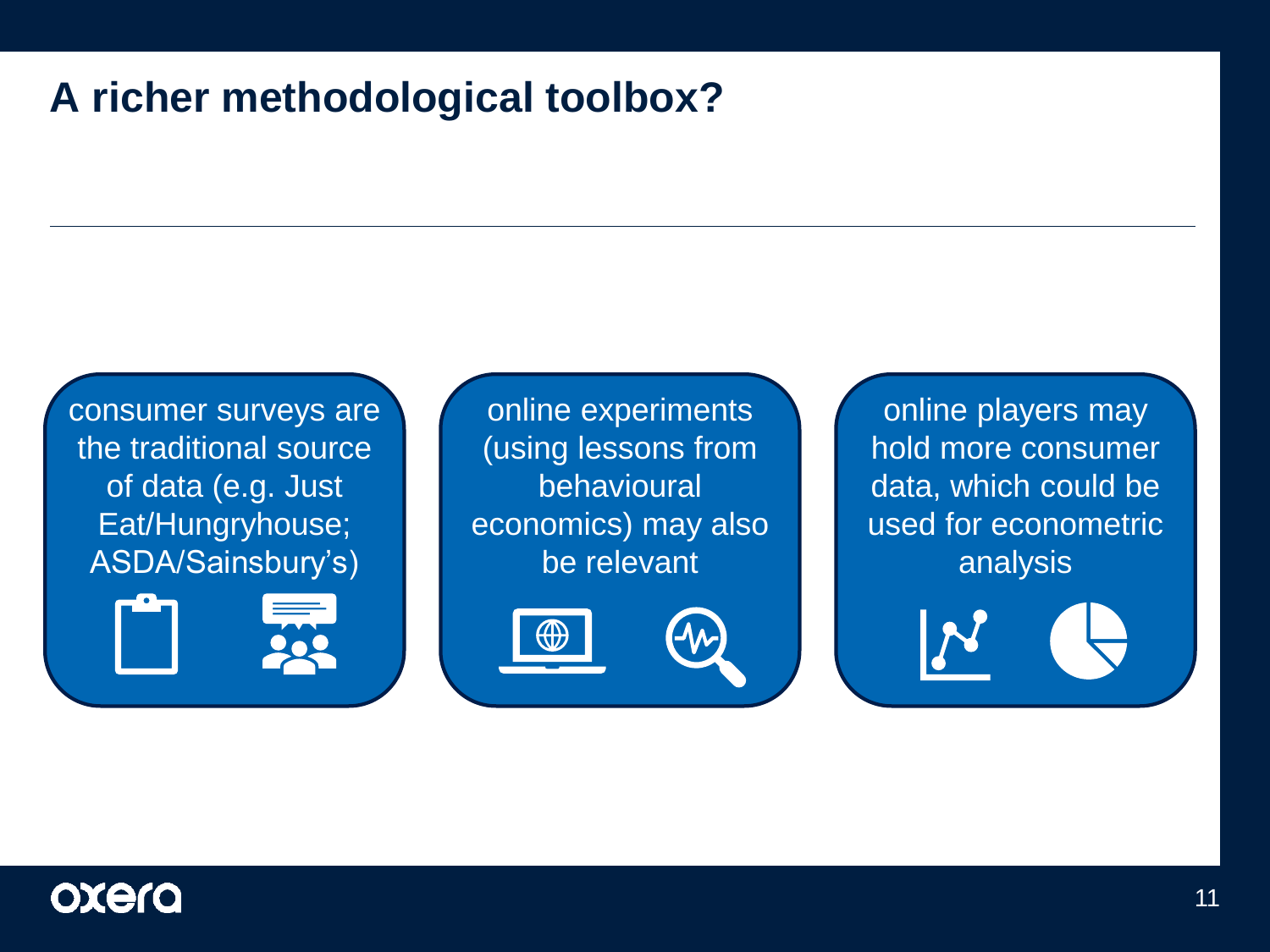# A richer methodological toolbox?

- consumer surveys are the traditional source of data (e.g. Just Eat/Hungryhouse; ASDA/Sainsbury's)
- online experiments (using lessons from behavioural economics) may also be relevant
- online players may hold more consumer data, which could be used for econometric analysis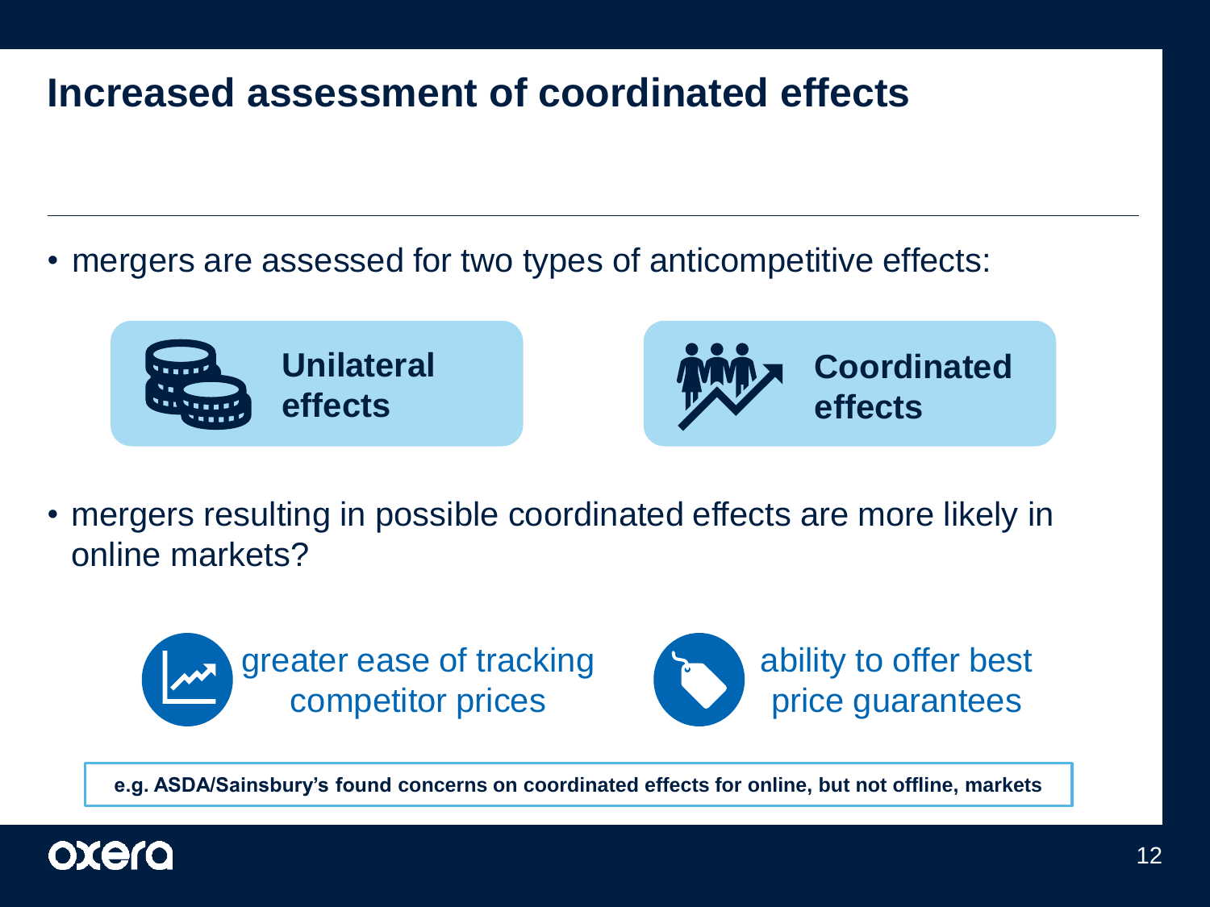# Increased assessment of coordinated effects

- mergers are assessed for two types of anticompetitive effects:

**Unilateral effects**

**Coordinated effects**

- mergers resulting in possible coordinated effects are more likely in online markets?

greater ease of tracking competitor prices

ability to offer best price guarantees

**e.g. ASDA/Sainsbury's found concerns on coordinated effects for online, but not offline, markets**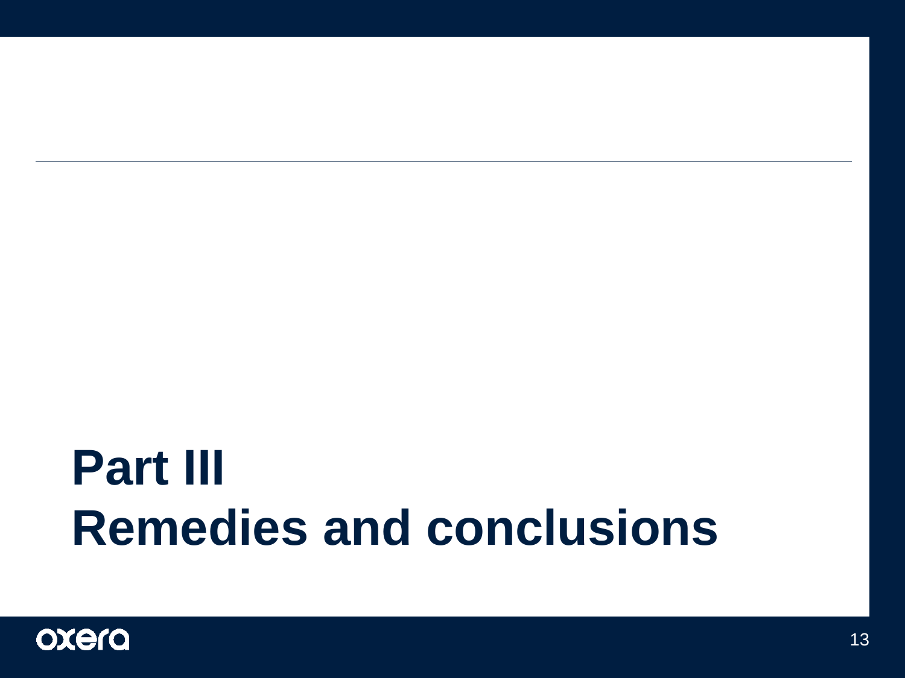# Part III
# Remedies and conclusions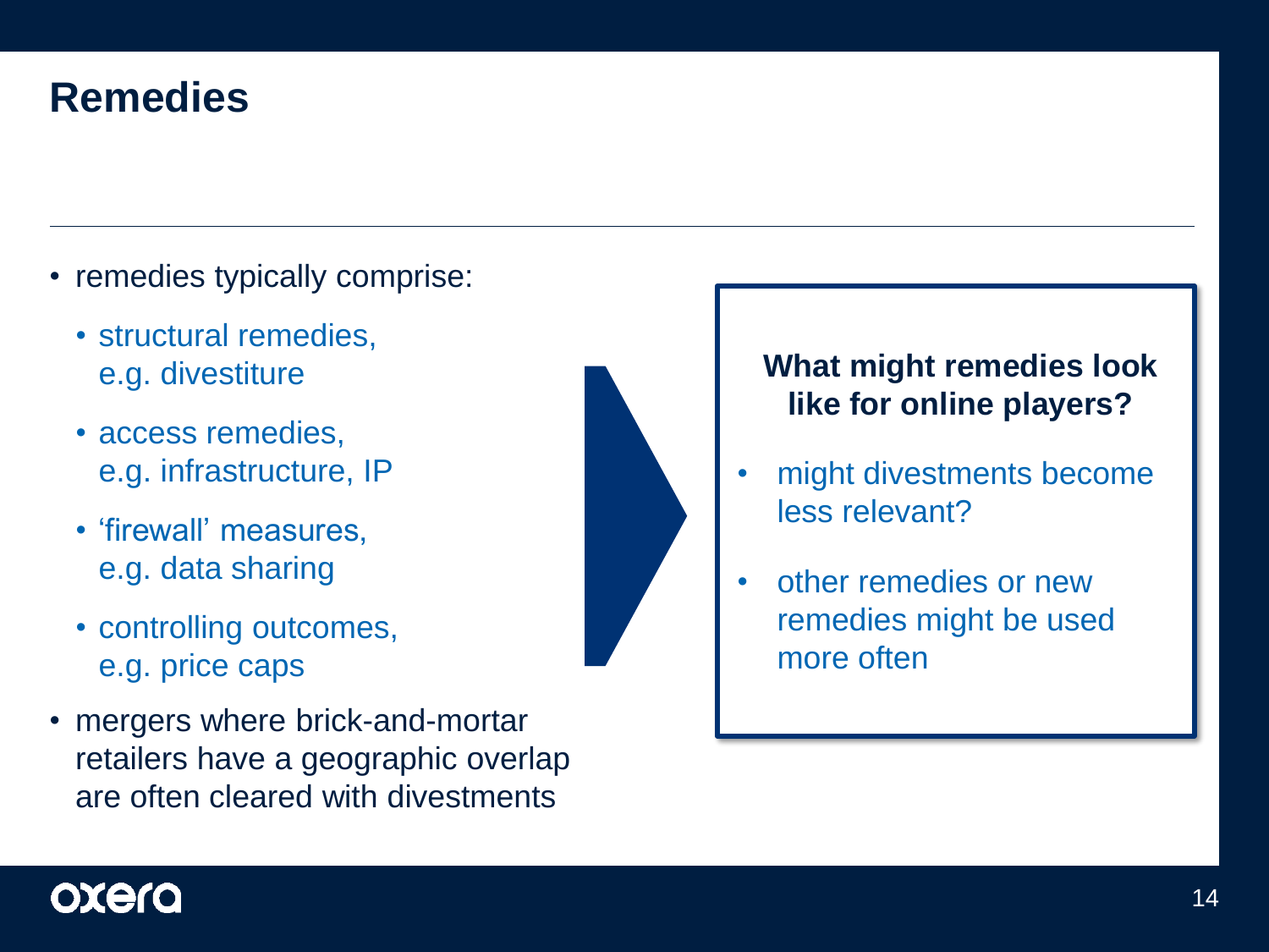# Remedies

- remedies typically comprise:
  - structural remedies, e.g. divestiture
  - access remedies, e.g. infrastructure, IP
  - ‘firewall’ measures, e.g. data sharing
  - controlling outcomes, e.g. price caps
- mergers where brick-and-mortar retailers have a geographic overlap are often cleared with divestments

**What might remedies look like for online players?**

- might divestments become less relevant?
- other remedies or new remedies might be used more often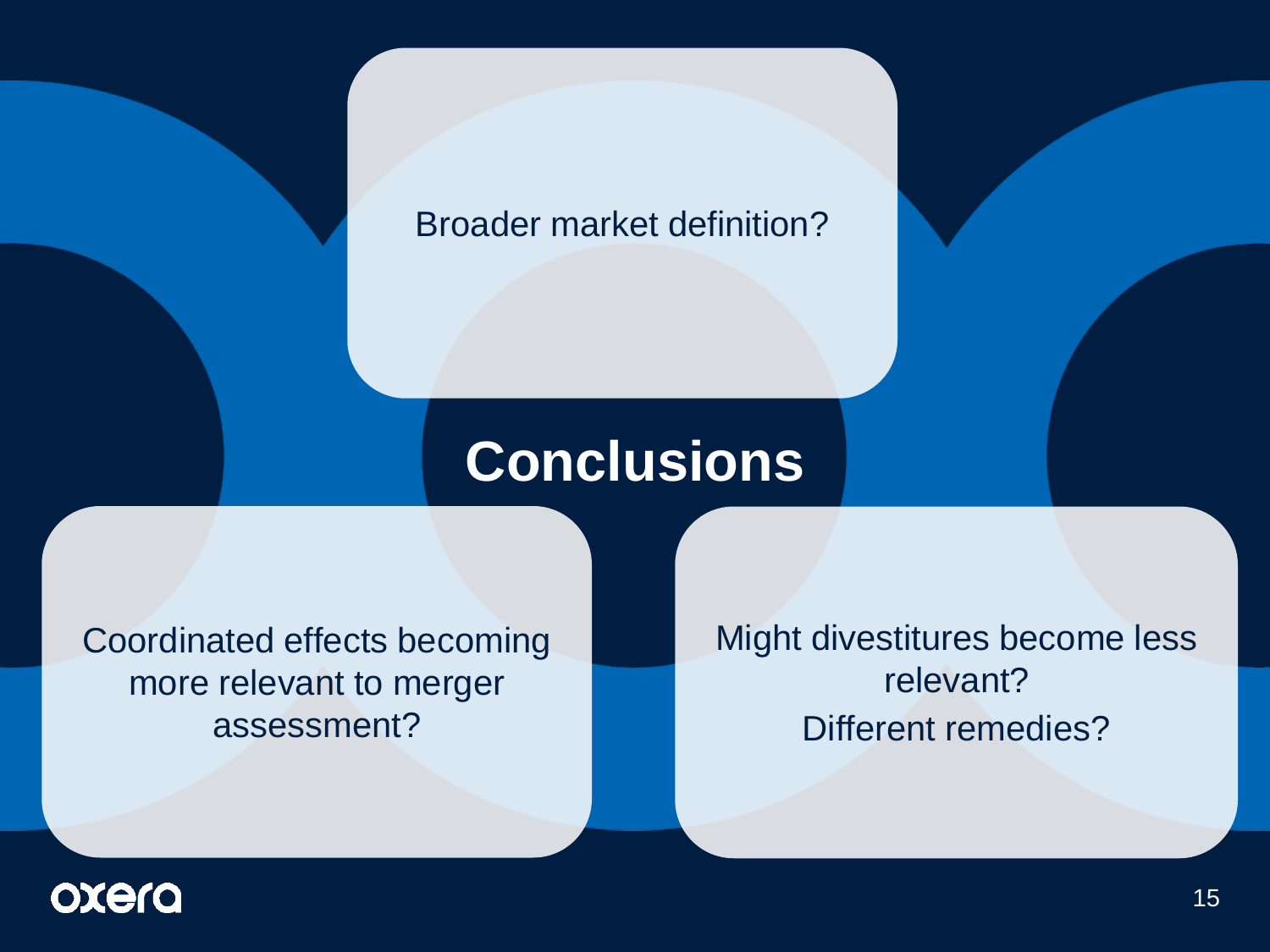Broader market definition?

# Conclusions

Coordinated effects becoming more relevant to merger assessment?

Might divestitures become less relevant?

Different remedies?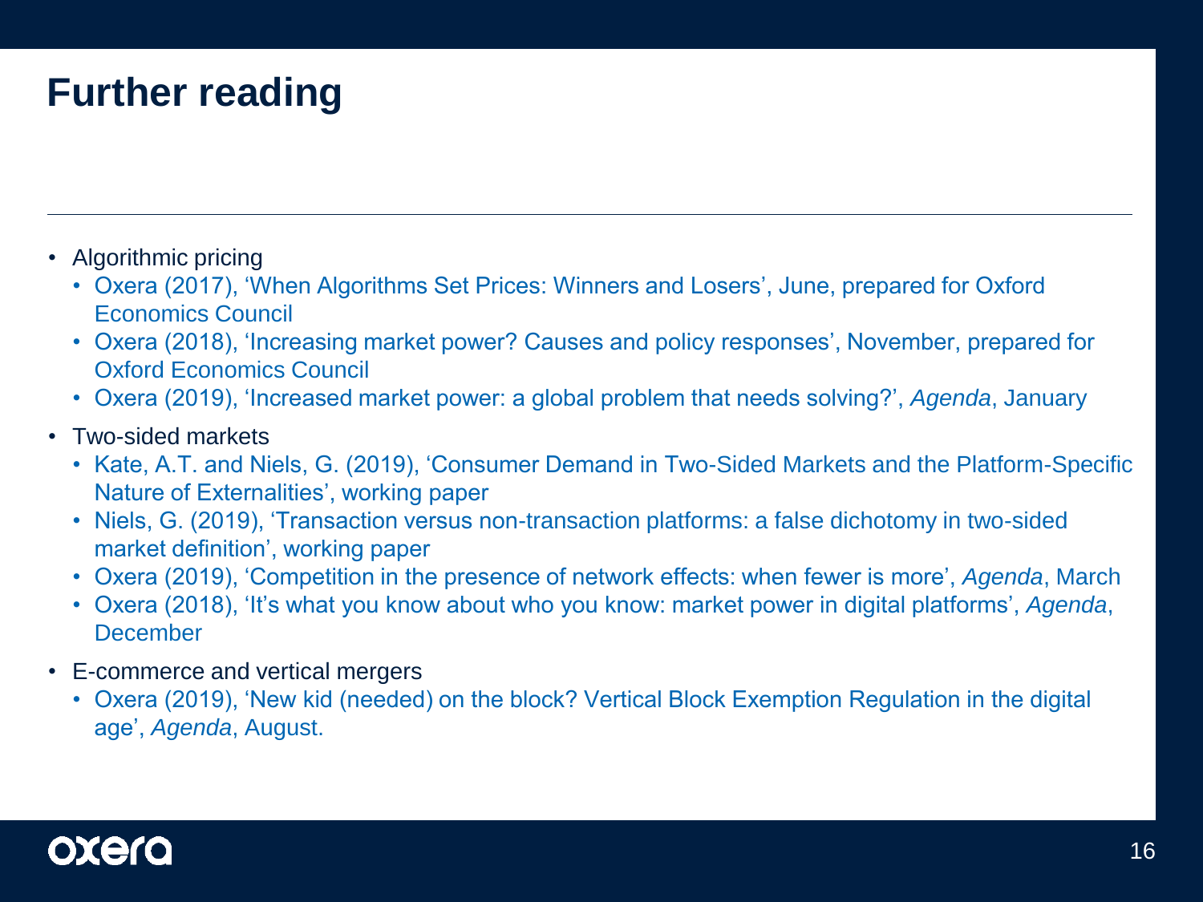# Further reading

- Algorithmic pricing
  - Oxera (2017), 'When Algorithms Set Prices: Winners and Losers', June, prepared for Oxford Economics Council
  - Oxera (2018), 'Increasing market power? Causes and policy responses', November, prepared for Oxford Economics Council
  - Oxera (2019), 'Increased market power: a global problem that needs solving?', *Agenda*, January
- Two-sided markets
  - Kate, A.T. and Niels, G. (2019), 'Consumer Demand in Two-Sided Markets and the Platform-Specific Nature of Externalities', working paper
  - Niels, G. (2019), 'Transaction versus non-transaction platforms: a false dichotomy in two-sided market definition', working paper
  - Oxera (2019), 'Competition in the presence of network effects: when fewer is more', *Agenda*, March
  - Oxera (2018), 'It's what you know about who you know: market power in digital platforms', *Agenda*, December
- E-commerce and vertical mergers
  - Oxera (2019), 'New kid (needed) on the block? Vertical Block Exemption Regulation in the digital age', *Agenda*, August.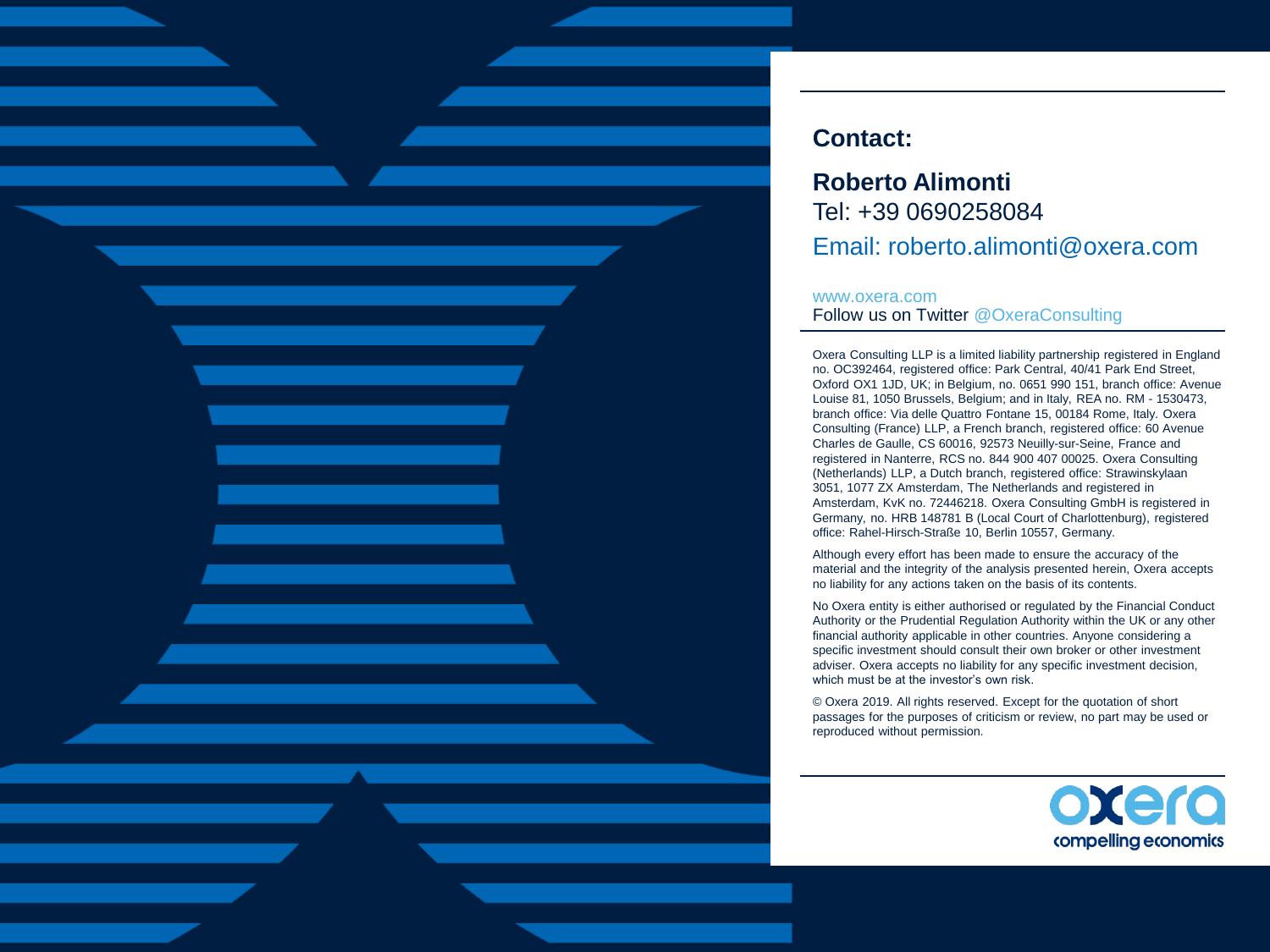**Contact:**

**Roberto Alimonti**
Tel: +39 0690258084
Email: roberto.alimonti@oxera.com

www.oxera.com
Follow us on Twitter @OxeraConsulting

Oxera Consulting LLP is a limited liability partnership registered in England no. OC392464, registered office: Park Central, 40/41 Park End Street, Oxford OX1 1JD, UK; in Belgium, no. 0651 990 151, branch office: Avenue Louise 81, 1050 Brussels, Belgium; and in Italy, REA no. RM - 1530473, branch office: Via delle Quattro Fontane 15, 00184 Rome, Italy. Oxera Consulting (France) LLP, a French branch, registered office: 60 Avenue Charles de Gaulle, CS 60016, 92573 Neuilly-sur-Seine, France and registered in Nanterre, RCS no. 844 900 407 00025. Oxera Consulting (Netherlands) LLP, a Dutch branch, registered office: Strawinskylaan 3051, 1077 ZX Amsterdam, The Netherlands and registered in Amsterdam, KvK no. 72446218. Oxera Consulting GmbH is registered in Germany, no. HRB 148781 B (Local Court of Charlottenburg), registered office: Rahel-Hirsch-Straße 10, Berlin 10557, Germany.

Although every effort has been made to ensure the accuracy of the material and the integrity of the analysis presented herein, Oxera accepts no liability for any actions taken on the basis of its contents.

No Oxera entity is either authorised or regulated by the Financial Conduct Authority or the Prudential Regulation Authority within the UK or any other financial authority applicable in other countries. Anyone considering a specific investment should consult their own broker or other investment adviser. Oxera accepts no liability for any specific investment decision, which must be at the investor's own risk.

© Oxera 2019. All rights reserved. Except for the quotation of short passages for the purposes of criticism or review, no part may be used or reproduced without permission.

oxera
compelling economics